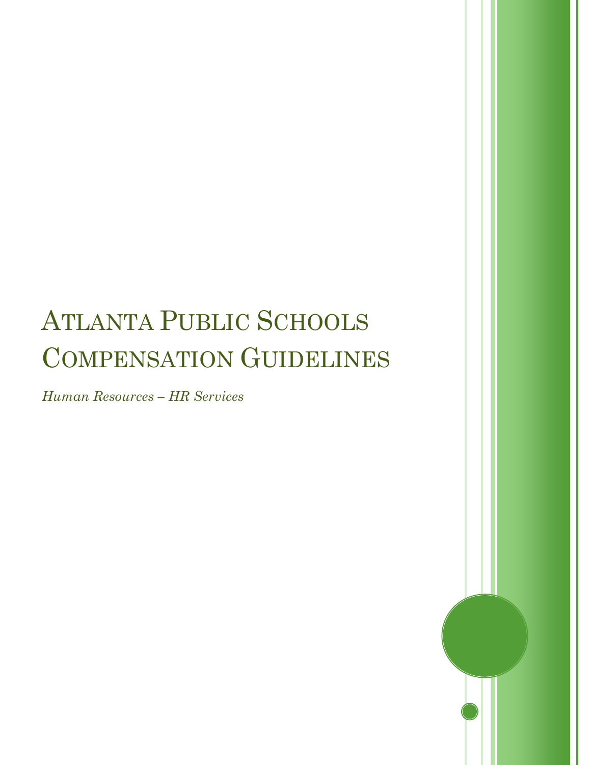# Atlanta Public Schools Compensation Guidelines

*Human Resources – HR Services*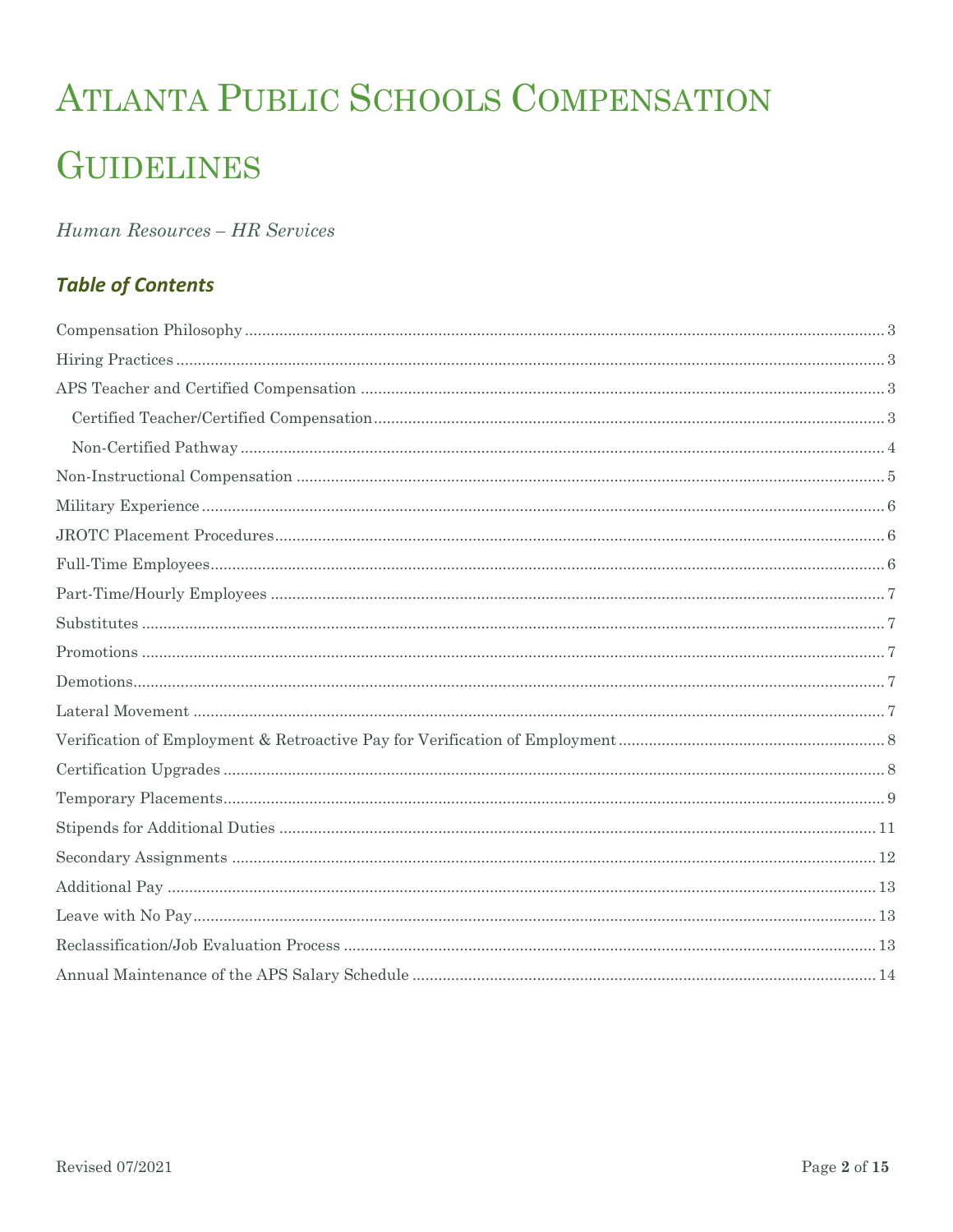# Atlanta Public Schools Compensation Guidelines

*Human Resources – HR Services*

## Table of Contents

Compensation Philosophy ..... 3
Hiring Practices ..... 3
APS Teacher and Certified Compensation ..... 3
  Certified Teacher/Certified Compensation ..... 3
  Non-Certified Pathway ..... 4
Non-Instructional Compensation ..... 5
Military Experience ..... 6
JROTC Placement Procedures ..... 6
Full-Time Employees ..... 6
Part-Time/Hourly Employees ..... 7
Substitutes ..... 7
Promotions ..... 7
Demotions ..... 7
Lateral Movement ..... 7
Verification of Employment & Retroactive Pay for Verification of Employment ..... 8
Certification Upgrades ..... 8
Temporary Placements ..... 9
Stipends for Additional Duties ..... 11
Secondary Assignments ..... 12
Additional Pay ..... 13
Leave with No Pay ..... 13
Reclassification/Job Evaluation Process ..... 13
Annual Maintenance of the APS Salary Schedule ..... 14

Revised 07/2021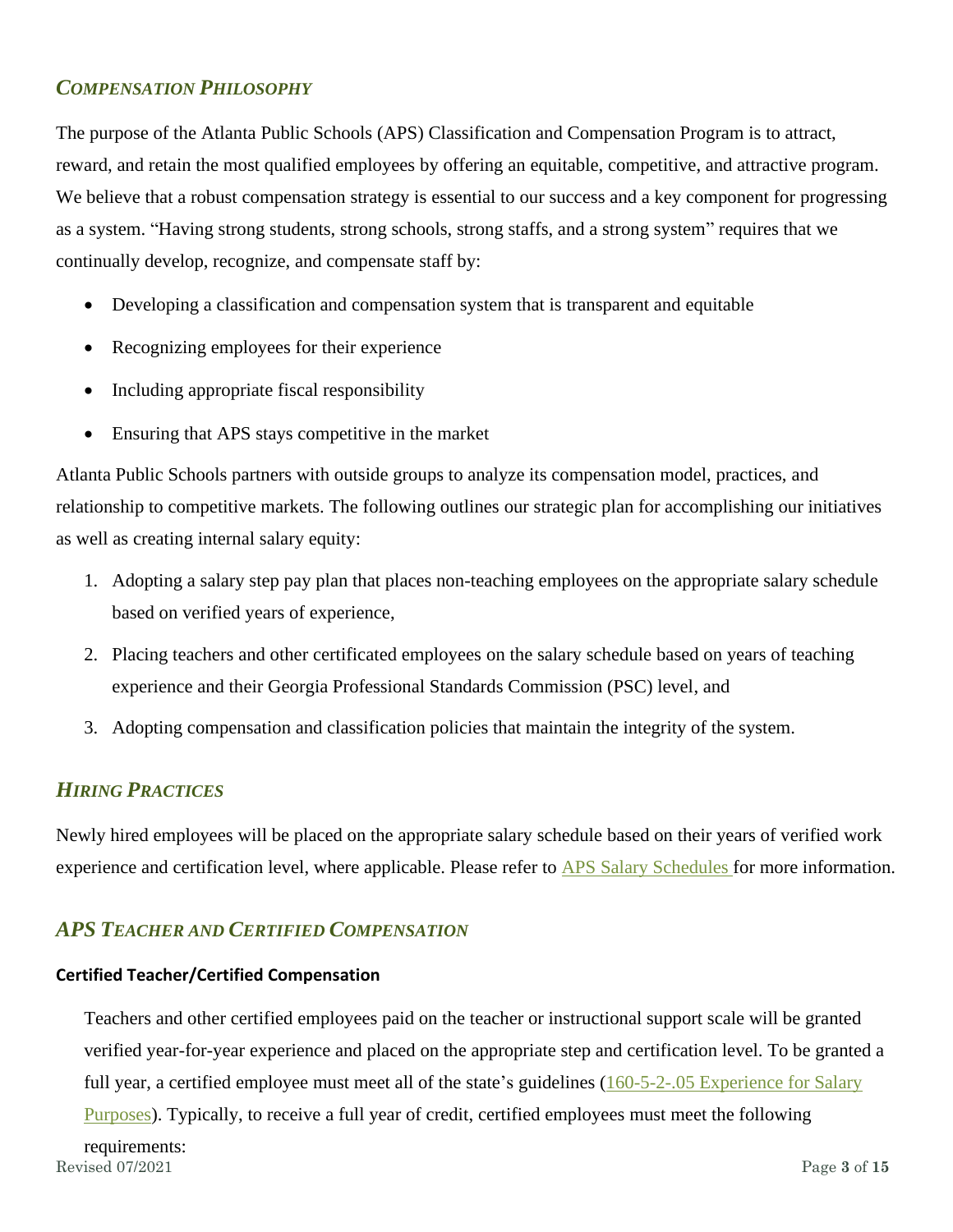## *Compensation Philosophy*

The purpose of the Atlanta Public Schools (APS) Classification and Compensation Program is to attract, reward, and retain the most qualified employees by offering an equitable, competitive, and attractive program. We believe that a robust compensation strategy is essential to our success and a key component for progressing as a system. "Having strong students, strong schools, strong staffs, and a strong system" requires that we continually develop, recognize, and compensate staff by:

- Developing a classification and compensation system that is transparent and equitable
- Recognizing employees for their experience
- Including appropriate fiscal responsibility
- Ensuring that APS stays competitive in the market

Atlanta Public Schools partners with outside groups to analyze its compensation model, practices, and relationship to competitive markets. The following outlines our strategic plan for accomplishing our initiatives as well as creating internal salary equity:

1. Adopting a salary step pay plan that places non-teaching employees on the appropriate salary schedule based on verified years of experience,
2. Placing teachers and other certificated employees on the salary schedule based on years of teaching experience and their Georgia Professional Standards Commission (PSC) level, and
3. Adopting compensation and classification policies that maintain the integrity of the system.

## *Hiring Practices*

Newly hired employees will be placed on the appropriate salary schedule based on their years of verified work experience and certification level, where applicable. Please refer to APS Salary Schedules for more information.

## *APS Teacher and Certified Compensation*

### Certified Teacher/Certified Compensation

Teachers and other certified employees paid on the teacher or instructional support scale will be granted verified year-for-year experience and placed on the appropriate step and certification level. To be granted a full year, a certified employee must meet all of the state's guidelines (160-5-2-.05 Experience for Salary Purposes). Typically, to receive a full year of credit, certified employees must meet the following requirements: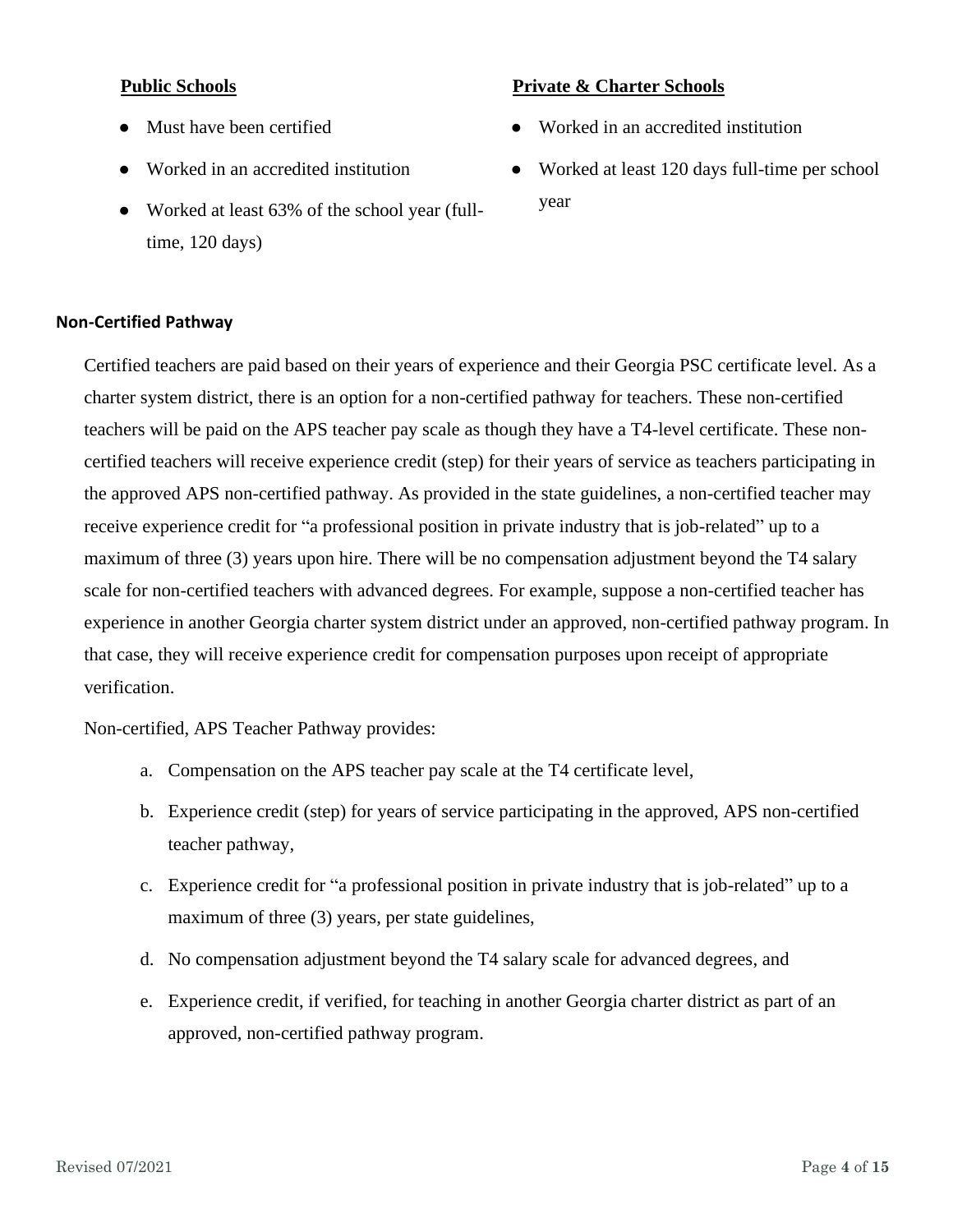**Public Schools**

- Must have been certified
- Worked in an accredited institution
- Worked at least 63% of the school year (full-time, 120 days)

**Private & Charter Schools**

- Worked in an accredited institution
- Worked at least 120 days full-time per school year

### Non-Certified Pathway

Certified teachers are paid based on their years of experience and their Georgia PSC certificate level. As a charter system district, there is an option for a non-certified pathway for teachers. These non-certified teachers will be paid on the APS teacher pay scale as though they have a T4-level certificate. These non-certified teachers will receive experience credit (step) for their years of service as teachers participating in the approved APS non-certified pathway. As provided in the state guidelines, a non-certified teacher may receive experience credit for "a professional position in private industry that is job-related" up to a maximum of three (3) years upon hire. There will be no compensation adjustment beyond the T4 salary scale for non-certified teachers with advanced degrees. For example, suppose a non-certified teacher has experience in another Georgia charter system district under an approved, non-certified pathway program. In that case, they will receive experience credit for compensation purposes upon receipt of appropriate verification.

Non-certified, APS Teacher Pathway provides:

a. Compensation on the APS teacher pay scale at the T4 certificate level,

b. Experience credit (step) for years of service participating in the approved, APS non-certified teacher pathway,

c. Experience credit for "a professional position in private industry that is job-related" up to a maximum of three (3) years, per state guidelines,

d. No compensation adjustment beyond the T4 salary scale for advanced degrees, and

e. Experience credit, if verified, for teaching in another Georgia charter district as part of an approved, non-certified pathway program.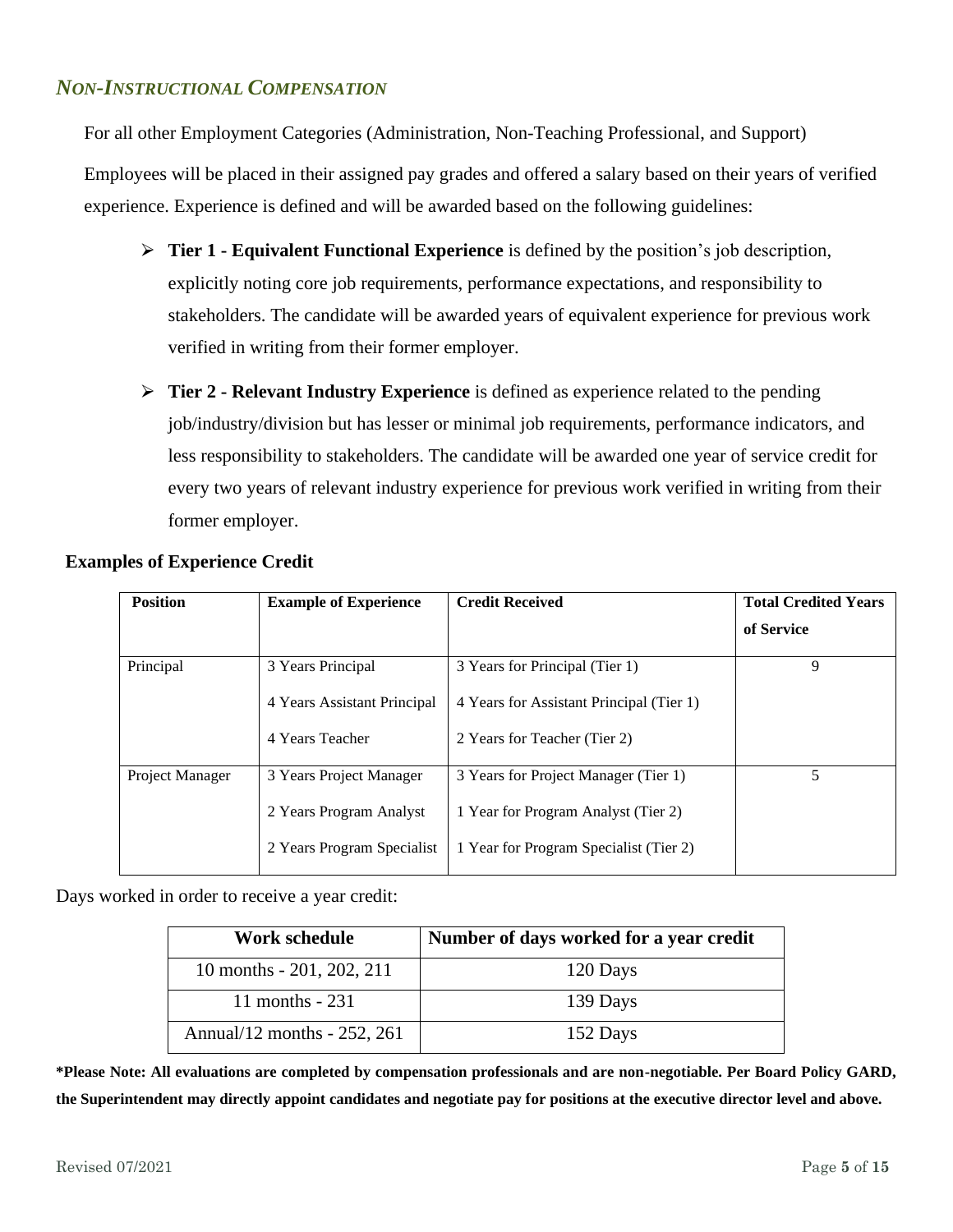## *NON-INSTRUCTIONAL COMPENSATION*

For all other Employment Categories (Administration, Non-Teaching Professional, and Support)

Employees will be placed in their assigned pay grades and offered a salary based on their years of verified experience. Experience is defined and will be awarded based on the following guidelines:

- **Tier 1 - Equivalent Functional Experience** is defined by the position's job description, explicitly noting core job requirements, performance expectations, and responsibility to stakeholders. The candidate will be awarded years of equivalent experience for previous work verified in writing from their former employer.
- **Tier 2 - Relevant Industry Experience** is defined as experience related to the pending job/industry/division but has lesser or minimal job requirements, performance indicators, and less responsibility to stakeholders. The candidate will be awarded one year of service credit for every two years of relevant industry experience for previous work verified in writing from their former employer.

**Examples of Experience Credit**

| Position | Example of Experience | Credit Received | Total Credited Years of Service |
|---|---|---|---|
| Principal | 3 Years Principal<br>4 Years Assistant Principal<br>4 Years Teacher | 3 Years for Principal (Tier 1)<br>4 Years for Assistant Principal (Tier 1)<br>2 Years for Teacher (Tier 2) | 9 |
| Project Manager | 3 Years Project Manager<br>2 Years Program Analyst<br>2 Years Program Specialist | 3 Years for Project Manager (Tier 1)<br>1 Year for Program Analyst (Tier 2)<br>1 Year for Program Specialist (Tier 2) | 5 |

Days worked in order to receive a year credit:

| Work schedule | Number of days worked for a year credit |
|---|---|
| 10 months - 201, 202, 211 | 120 Days |
| 11 months - 231 | 139 Days |
| Annual/12 months - 252, 261 | 152 Days |

**\*Please Note: All evaluations are completed by compensation professionals and are non-negotiable. Per Board Policy GARD, the Superintendent may directly appoint candidates and negotiate pay for positions at the executive director level and above.**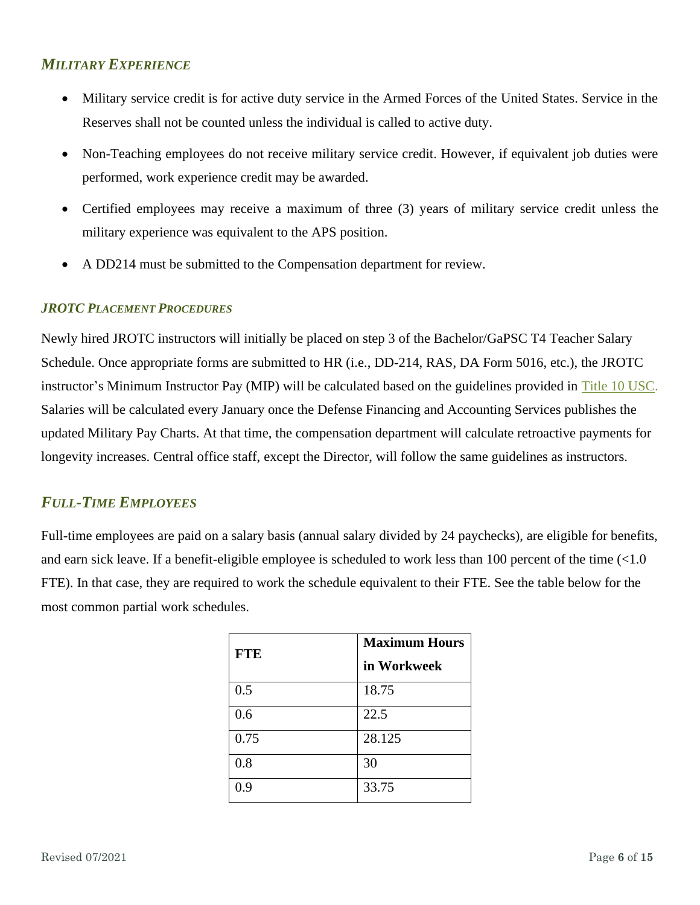## *MILITARY EXPERIENCE*

- Military service credit is for active duty service in the Armed Forces of the United States. Service in the Reserves shall not be counted unless the individual is called to active duty.
- Non-Teaching employees do not receive military service credit. However, if equivalent job duties were performed, work experience credit may be awarded.
- Certified employees may receive a maximum of three (3) years of military service credit unless the military experience was equivalent to the APS position.
- A DD214 must be submitted to the Compensation department for review.

### *JROTC PLACEMENT PROCEDURES*

Newly hired JROTC instructors will initially be placed on step 3 of the Bachelor/GaPSC T4 Teacher Salary Schedule. Once appropriate forms are submitted to HR (i.e., DD-214, RAS, DA Form 5016, etc.), the JROTC instructor's Minimum Instructor Pay (MIP) will be calculated based on the guidelines provided in Title 10 USC. Salaries will be calculated every January once the Defense Financing and Accounting Services publishes the updated Military Pay Charts. At that time, the compensation department will calculate retroactive payments for longevity increases. Central office staff, except the Director, will follow the same guidelines as instructors.

## *FULL-TIME EMPLOYEES*

Full-time employees are paid on a salary basis (annual salary divided by 24 paychecks), are eligible for benefits, and earn sick leave. If a benefit-eligible employee is scheduled to work less than 100 percent of the time (<1.0 FTE). In that case, they are required to work the schedule equivalent to their FTE. See the table below for the most common partial work schedules.

| FTE | Maximum Hours in Workweek |
|---|---|
| 0.5 | 18.75 |
| 0.6 | 22.5 |
| 0.75 | 28.125 |
| 0.8 | 30 |
| 0.9 | 33.75 |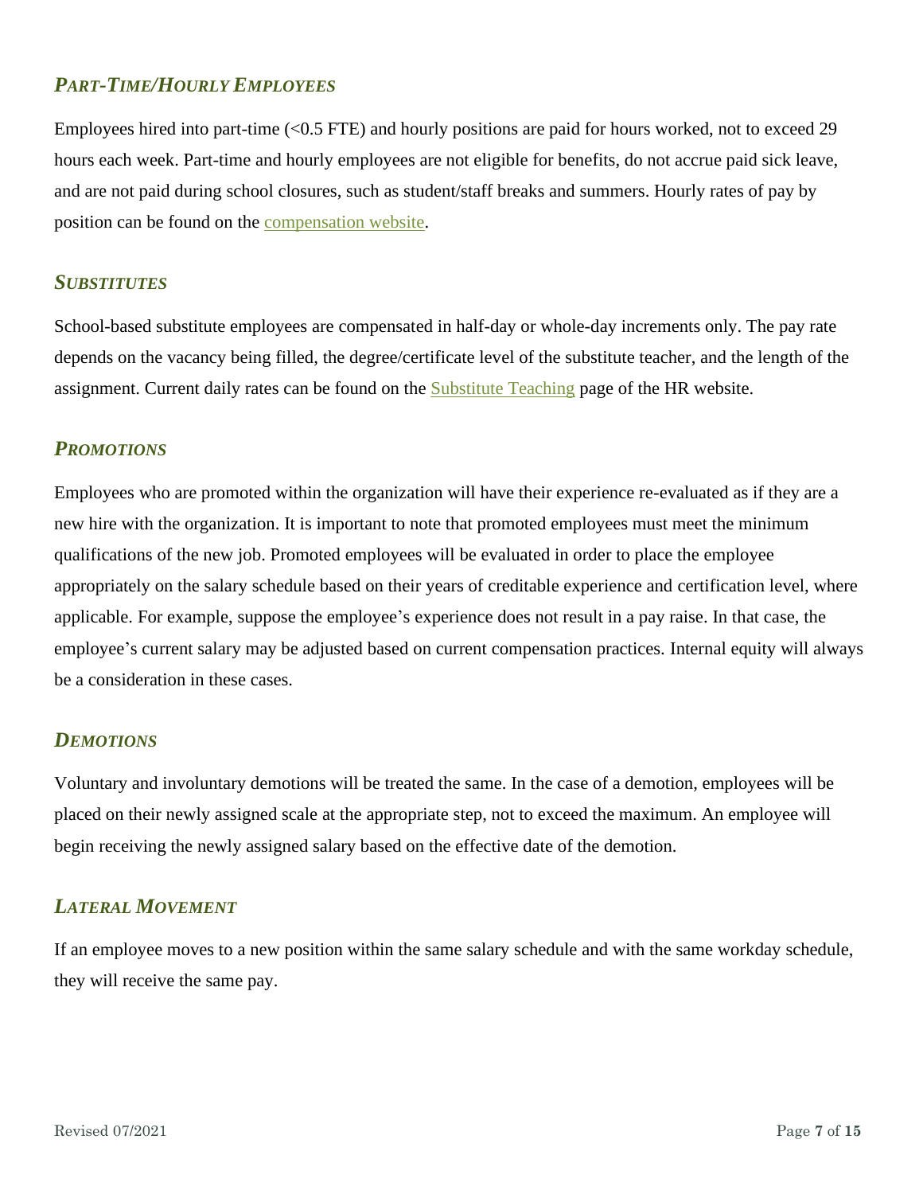### *Part-Time/Hourly Employees*

Employees hired into part-time (<0.5 FTE) and hourly positions are paid for hours worked, not to exceed 29 hours each week. Part-time and hourly employees are not eligible for benefits, do not accrue paid sick leave, and are not paid during school closures, such as student/staff breaks and summers. Hourly rates of pay by position can be found on the compensation website.

### *Substitutes*

School-based substitute employees are compensated in half-day or whole-day increments only. The pay rate depends on the vacancy being filled, the degree/certificate level of the substitute teacher, and the length of the assignment. Current daily rates can be found on the Substitute Teaching page of the HR website.

### *Promotions*

Employees who are promoted within the organization will have their experience re-evaluated as if they are a new hire with the organization. It is important to note that promoted employees must meet the minimum qualifications of the new job. Promoted employees will be evaluated in order to place the employee appropriately on the salary schedule based on their years of creditable experience and certification level, where applicable. For example, suppose the employee's experience does not result in a pay raise. In that case, the employee's current salary may be adjusted based on current compensation practices. Internal equity will always be a consideration in these cases.

### *Demotions*

Voluntary and involuntary demotions will be treated the same. In the case of a demotion, employees will be placed on their newly assigned scale at the appropriate step, not to exceed the maximum. An employee will begin receiving the newly assigned salary based on the effective date of the demotion.

### *Lateral Movement*

If an employee moves to a new position within the same salary schedule and with the same workday schedule, they will receive the same pay.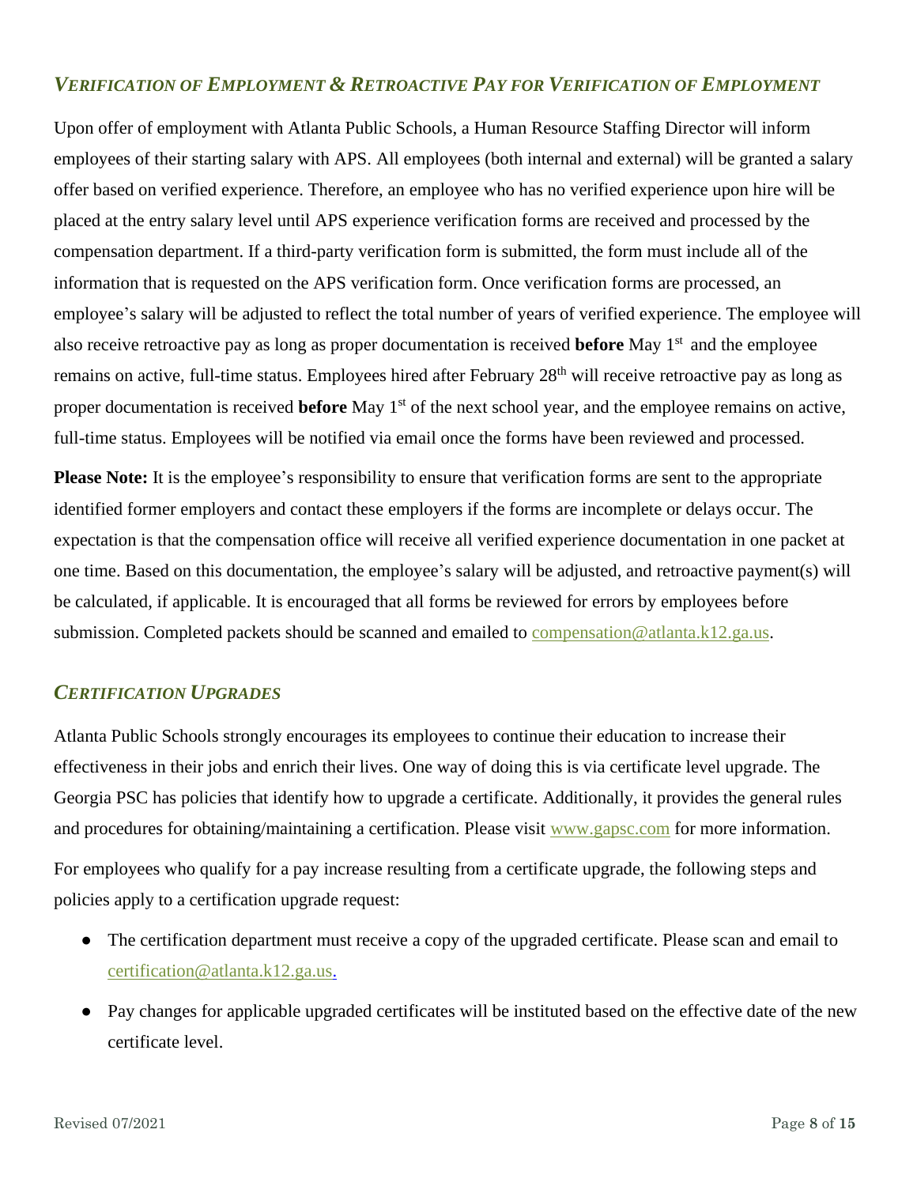## *VERIFICATION OF EMPLOYMENT & RETROACTIVE PAY FOR VERIFICATION OF EMPLOYMENT*

Upon offer of employment with Atlanta Public Schools, a Human Resource Staffing Director will inform employees of their starting salary with APS. All employees (both internal and external) will be granted a salary offer based on verified experience. Therefore, an employee who has no verified experience upon hire will be placed at the entry salary level until APS experience verification forms are received and processed by the compensation department. If a third-party verification form is submitted, the form must include all of the information that is requested on the APS verification form. Once verification forms are processed, an employee's salary will be adjusted to reflect the total number of years of verified experience. The employee will also receive retroactive pay as long as proper documentation is received **before** May 1st and the employee remains on active, full-time status. Employees hired after February 28th will receive retroactive pay as long as proper documentation is received **before** May 1st of the next school year, and the employee remains on active, full-time status. Employees will be notified via email once the forms have been reviewed and processed.

**Please Note:** It is the employee's responsibility to ensure that verification forms are sent to the appropriate identified former employers and contact these employers if the forms are incomplete or delays occur. The expectation is that the compensation office will receive all verified experience documentation in one packet at one time. Based on this documentation, the employee's salary will be adjusted, and retroactive payment(s) will be calculated, if applicable. It is encouraged that all forms be reviewed for errors by employees before submission. Completed packets should be scanned and emailed to compensation@atlanta.k12.ga.us.

## *CERTIFICATION UPGRADES*

Atlanta Public Schools strongly encourages its employees to continue their education to increase their effectiveness in their jobs and enrich their lives. One way of doing this is via certificate level upgrade. The Georgia PSC has policies that identify how to upgrade a certificate. Additionally, it provides the general rules and procedures for obtaining/maintaining a certification. Please visit www.gapsc.com for more information.

For employees who qualify for a pay increase resulting from a certificate upgrade, the following steps and policies apply to a certification upgrade request:

- The certification department must receive a copy of the upgraded certificate. Please scan and email to certification@atlanta.k12.ga.us.
- Pay changes for applicable upgraded certificates will be instituted based on the effective date of the new certificate level.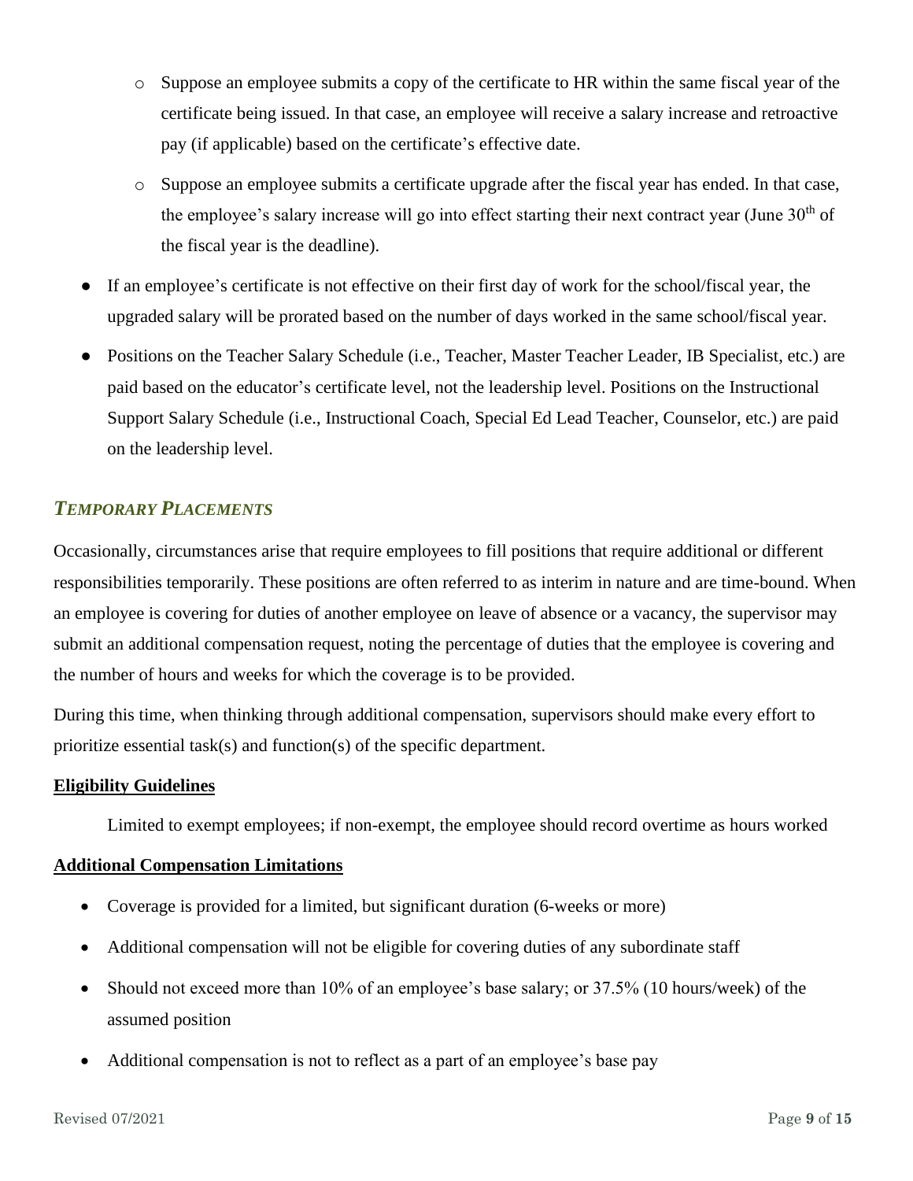- Suppose an employee submits a copy of the certificate to HR within the same fiscal year of the certificate being issued. In that case, an employee will receive a salary increase and retroactive pay (if applicable) based on the certificate's effective date.
  - Suppose an employee submits a certificate upgrade after the fiscal year has ended. In that case, the employee's salary increase will go into effect starting their next contract year (June 30th of the fiscal year is the deadline).
- If an employee's certificate is not effective on their first day of work for the school/fiscal year, the upgraded salary will be prorated based on the number of days worked in the same school/fiscal year.
- Positions on the Teacher Salary Schedule (i.e., Teacher, Master Teacher Leader, IB Specialist, etc.) are paid based on the educator's certificate level, not the leadership level. Positions on the Instructional Support Salary Schedule (i.e., Instructional Coach, Special Ed Lead Teacher, Counselor, etc.) are paid on the leadership level.

## *TEMPORARY PLACEMENTS*

Occasionally, circumstances arise that require employees to fill positions that require additional or different responsibilities temporarily. These positions are often referred to as interim in nature and are time-bound. When an employee is covering for duties of another employee on leave of absence or a vacancy, the supervisor may submit an additional compensation request, noting the percentage of duties that the employee is covering and the number of hours and weeks for which the coverage is to be provided.

During this time, when thinking through additional compensation, supervisors should make every effort to prioritize essential task(s) and function(s) of the specific department.

**Eligibility Guidelines**

Limited to exempt employees; if non-exempt, the employee should record overtime as hours worked

**Additional Compensation Limitations**

- Coverage is provided for a limited, but significant duration (6-weeks or more)
- Additional compensation will not be eligible for covering duties of any subordinate staff
- Should not exceed more than 10% of an employee's base salary; or 37.5% (10 hours/week) of the assumed position
- Additional compensation is not to reflect as a part of an employee's base pay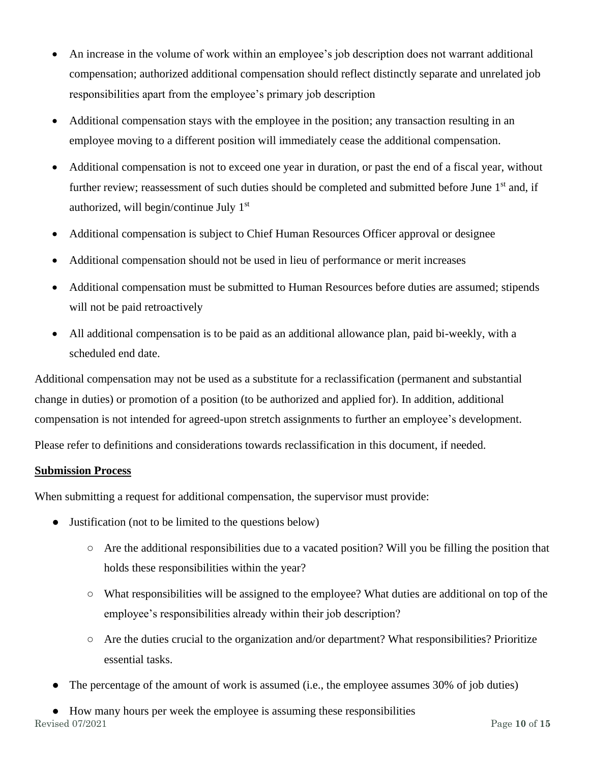- An increase in the volume of work within an employee's job description does not warrant additional compensation; authorized additional compensation should reflect distinctly separate and unrelated job responsibilities apart from the employee's primary job description
- Additional compensation stays with the employee in the position; any transaction resulting in an employee moving to a different position will immediately cease the additional compensation.
- Additional compensation is not to exceed one year in duration, or past the end of a fiscal year, without further review; reassessment of such duties should be completed and submitted before June 1st and, if authorized, will begin/continue July 1st
- Additional compensation is subject to Chief Human Resources Officer approval or designee
- Additional compensation should not be used in lieu of performance or merit increases
- Additional compensation must be submitted to Human Resources before duties are assumed; stipends will not be paid retroactively
- All additional compensation is to be paid as an additional allowance plan, paid bi-weekly, with a scheduled end date.

Additional compensation may not be used as a substitute for a reclassification (permanent and substantial change in duties) or promotion of a position (to be authorized and applied for). In addition, additional compensation is not intended for agreed-upon stretch assignments to further an employee's development.

Please refer to definitions and considerations towards reclassification in this document, if needed.

**Submission Process**

When submitting a request for additional compensation, the supervisor must provide:

- Justification (not to be limited to the questions below)
  - Are the additional responsibilities due to a vacated position? Will you be filling the position that holds these responsibilities within the year?
  - What responsibilities will be assigned to the employee? What duties are additional on top of the employee's responsibilities already within their job description?
  - Are the duties crucial to the organization and/or department? What responsibilities? Prioritize essential tasks.
- The percentage of the amount of work is assumed (i.e., the employee assumes 30% of job duties)
- How many hours per week the employee is assuming these responsibilities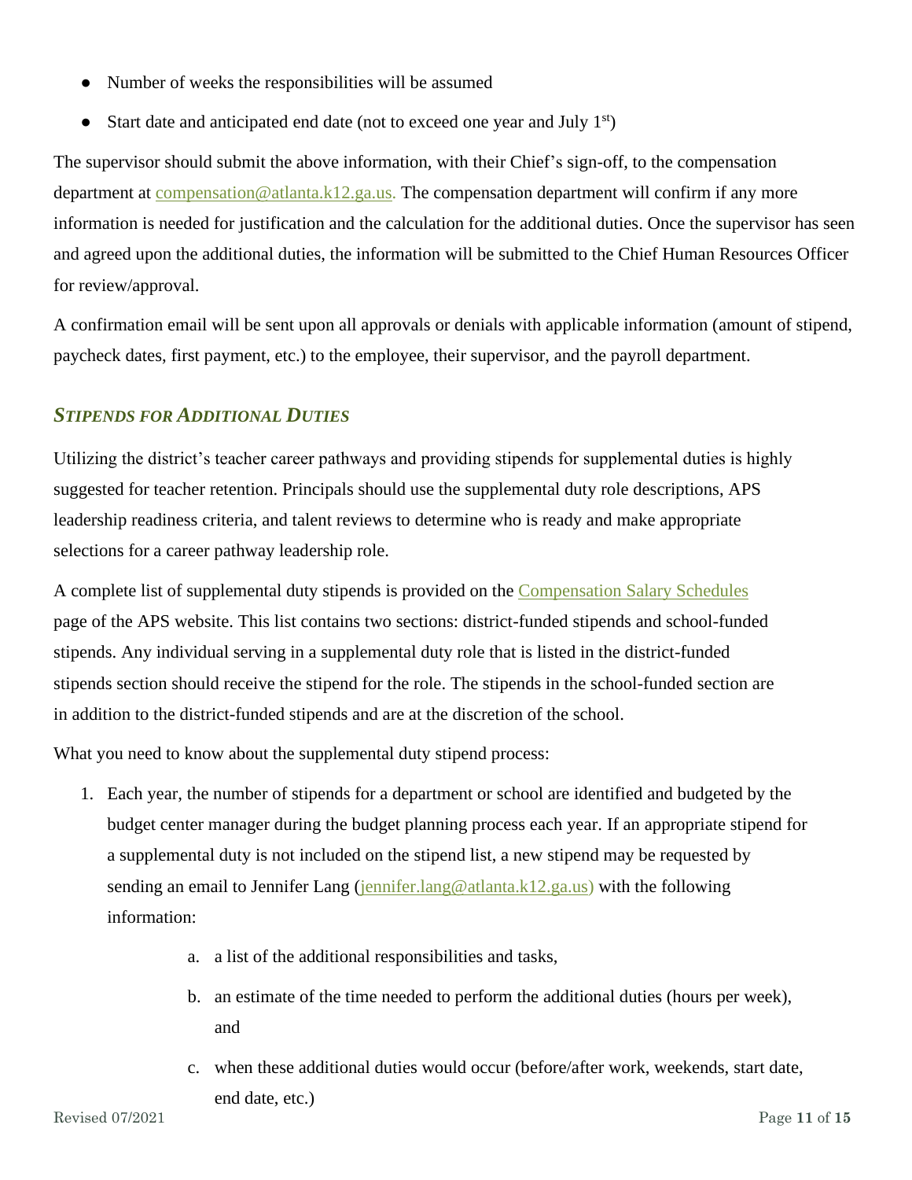- Number of weeks the responsibilities will be assumed
- Start date and anticipated end date (not to exceed one year and July 1st)

The supervisor should submit the above information, with their Chief's sign-off, to the compensation department at compensation@atlanta.k12.ga.us. The compensation department will confirm if any more information is needed for justification and the calculation for the additional duties. Once the supervisor has seen and agreed upon the additional duties, the information will be submitted to the Chief Human Resources Officer for review/approval.

A confirmation email will be sent upon all approvals or denials with applicable information (amount of stipend, paycheck dates, first payment, etc.) to the employee, their supervisor, and the payroll department.

### *STIPENDS FOR ADDITIONAL DUTIES*

Utilizing the district's teacher career pathways and providing stipends for supplemental duties is highly suggested for teacher retention. Principals should use the supplemental duty role descriptions, APS leadership readiness criteria, and talent reviews to determine who is ready and make appropriate selections for a career pathway leadership role.

A complete list of supplemental duty stipends is provided on the Compensation Salary Schedules page of the APS website. This list contains two sections: district-funded stipends and school-funded stipends. Any individual serving in a supplemental duty role that is listed in the district-funded stipends section should receive the stipend for the role. The stipends in the school-funded section are in addition to the district-funded stipends and are at the discretion of the school.

What you need to know about the supplemental duty stipend process:

1. Each year, the number of stipends for a department or school are identified and budgeted by the budget center manager during the budget planning process each year. If an appropriate stipend for a supplemental duty is not included on the stipend list, a new stipend may be requested by sending an email to Jennifer Lang (jennifer.lang@atlanta.k12.ga.us) with the following information:
    a. a list of the additional responsibilities and tasks,
    b. an estimate of the time needed to perform the additional duties (hours per week), and
    c. when these additional duties would occur (before/after work, weekends, start date, end date, etc.)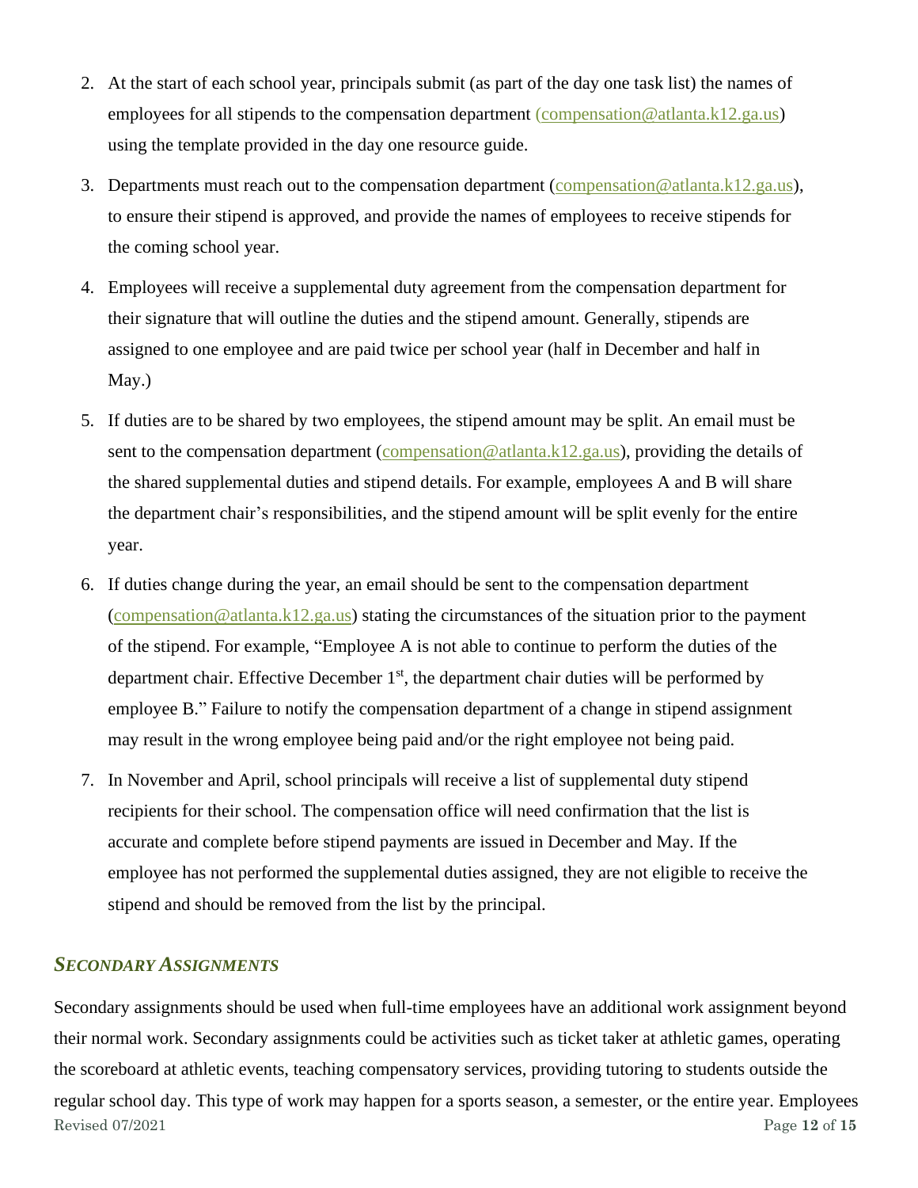2. At the start of each school year, principals submit (as part of the day one task list) the names of employees for all stipends to the compensation department (compensation@atlanta.k12.ga.us) using the template provided in the day one resource guide.

3. Departments must reach out to the compensation department (compensation@atlanta.k12.ga.us), to ensure their stipend is approved, and provide the names of employees to receive stipends for the coming school year.

4. Employees will receive a supplemental duty agreement from the compensation department for their signature that will outline the duties and the stipend amount. Generally, stipends are assigned to one employee and are paid twice per school year (half in December and half in May.)

5. If duties are to be shared by two employees, the stipend amount may be split. An email must be sent to the compensation department (compensation@atlanta.k12.ga.us), providing the details of the shared supplemental duties and stipend details. For example, employees A and B will share the department chair's responsibilities, and the stipend amount will be split evenly for the entire year.

6. If duties change during the year, an email should be sent to the compensation department (compensation@atlanta.k12.ga.us) stating the circumstances of the situation prior to the payment of the stipend. For example, "Employee A is not able to continue to perform the duties of the department chair. Effective December 1st, the department chair duties will be performed by employee B." Failure to notify the compensation department of a change in stipend assignment may result in the wrong employee being paid and/or the right employee not being paid.

7. In November and April, school principals will receive a list of supplemental duty stipend recipients for their school. The compensation office will need confirmation that the list is accurate and complete before stipend payments are issued in December and May. If the employee has not performed the supplemental duties assigned, they are not eligible to receive the stipend and should be removed from the list by the principal.

### *SECONDARY ASSIGNMENTS*

Secondary assignments should be used when full-time employees have an additional work assignment beyond their normal work. Secondary assignments could be activities such as ticket taker at athletic games, operating the scoreboard at athletic events, teaching compensatory services, providing tutoring to students outside the regular school day. This type of work may happen for a sports season, a semester, or the entire year. Employees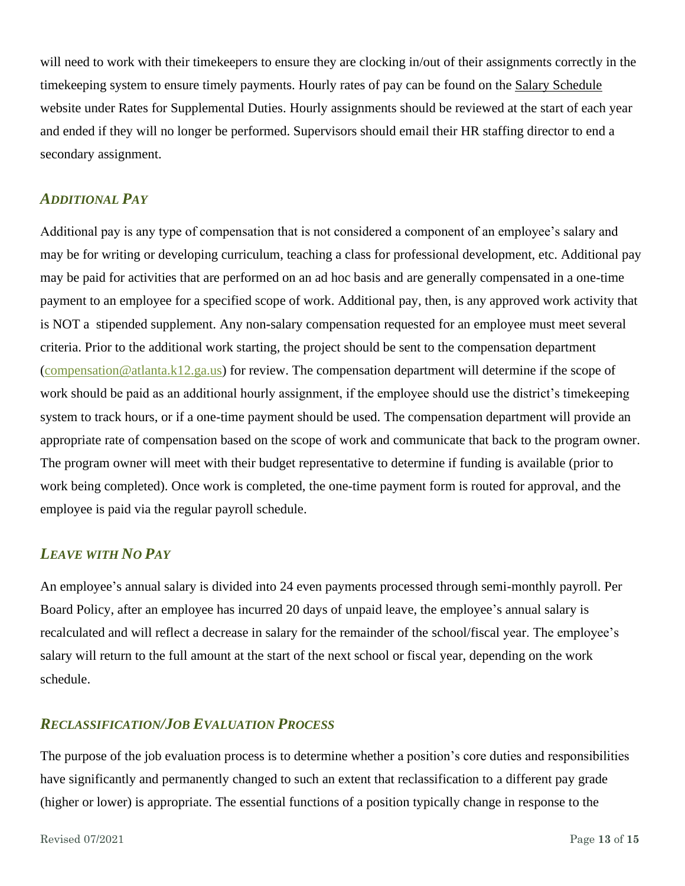will need to work with their timekeepers to ensure they are clocking in/out of their assignments correctly in the timekeeping system to ensure timely payments. Hourly rates of pay can be found on the Salary Schedule website under Rates for Supplemental Duties. Hourly assignments should be reviewed at the start of each year and ended if they will no longer be performed. Supervisors should email their HR staffing director to end a secondary assignment.

### *ADDITIONAL PAY*

Additional pay is any type of compensation that is not considered a component of an employee's salary and may be for writing or developing curriculum, teaching a class for professional development, etc. Additional pay may be paid for activities that are performed on an ad hoc basis and are generally compensated in a one-time payment to an employee for a specified scope of work. Additional pay, then, is any approved work activity that is NOT a stipended supplement. Any non-salary compensation requested for an employee must meet several criteria. Prior to the additional work starting, the project should be sent to the compensation department (compensation@atlanta.k12.ga.us) for review. The compensation department will determine if the scope of work should be paid as an additional hourly assignment, if the employee should use the district's timekeeping system to track hours, or if a one-time payment should be used. The compensation department will provide an appropriate rate of compensation based on the scope of work and communicate that back to the program owner. The program owner will meet with their budget representative to determine if funding is available (prior to work being completed). Once work is completed, the one-time payment form is routed for approval, and the employee is paid via the regular payroll schedule.

### *LEAVE WITH NO PAY*

An employee's annual salary is divided into 24 even payments processed through semi-monthly payroll. Per Board Policy, after an employee has incurred 20 days of unpaid leave, the employee's annual salary is recalculated and will reflect a decrease in salary for the remainder of the school/fiscal year. The employee's salary will return to the full amount at the start of the next school or fiscal year, depending on the work schedule.

### *RECLASSIFICATION/JOB EVALUATION PROCESS*

The purpose of the job evaluation process is to determine whether a position's core duties and responsibilities have significantly and permanently changed to such an extent that reclassification to a different pay grade (higher or lower) is appropriate. The essential functions of a position typically change in response to the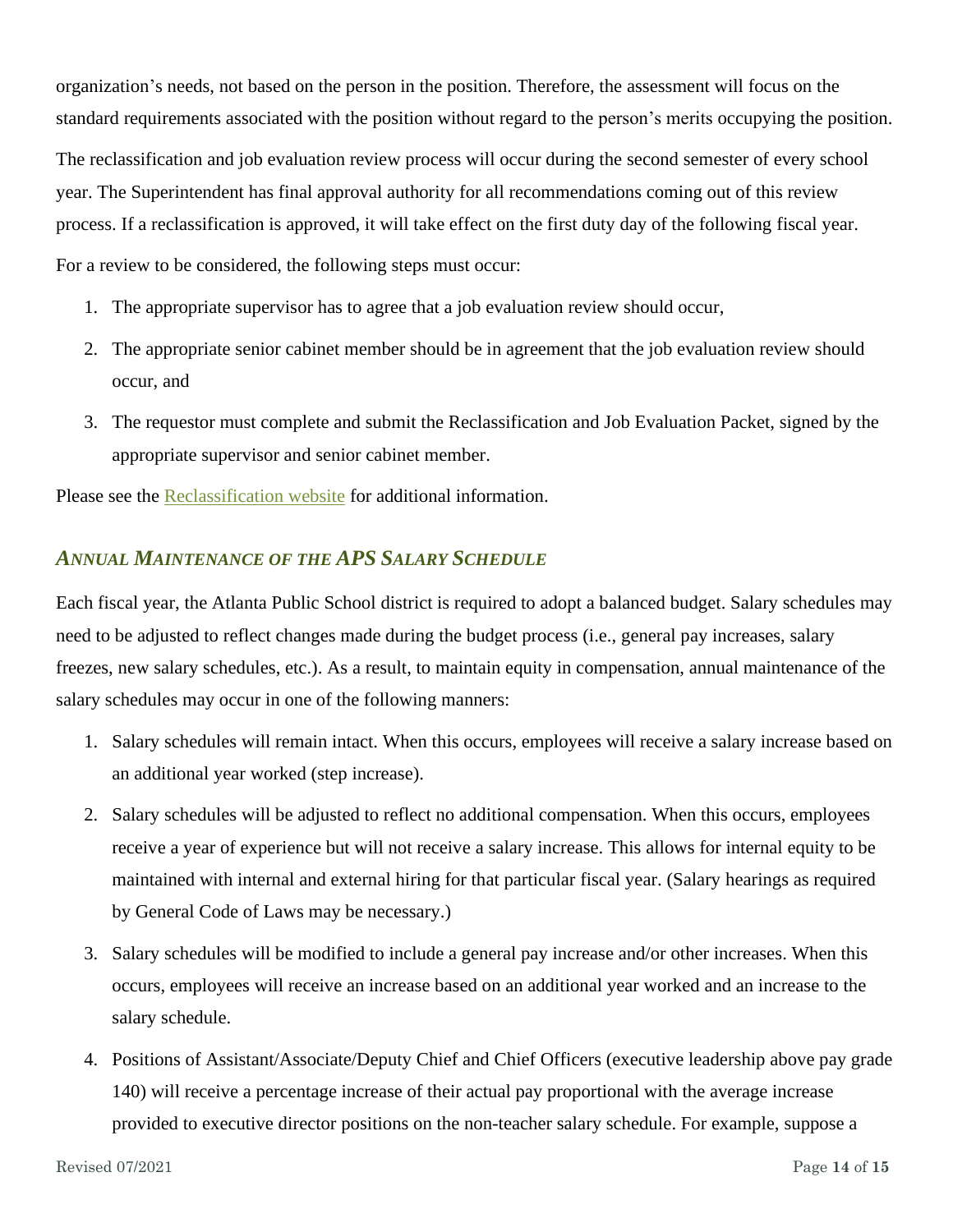organization's needs, not based on the person in the position. Therefore, the assessment will focus on the standard requirements associated with the position without regard to the person's merits occupying the position.

The reclassification and job evaluation review process will occur during the second semester of every school year. The Superintendent has final approval authority for all recommendations coming out of this review process. If a reclassification is approved, it will take effect on the first duty day of the following fiscal year.

For a review to be considered, the following steps must occur:

1. The appropriate supervisor has to agree that a job evaluation review should occur,
2. The appropriate senior cabinet member should be in agreement that the job evaluation review should occur, and
3. The requestor must complete and submit the Reclassification and Job Evaluation Packet, signed by the appropriate supervisor and senior cabinet member.

Please see the Reclassification website for additional information.

### *Annual Maintenance of the APS Salary Schedule*

Each fiscal year, the Atlanta Public School district is required to adopt a balanced budget. Salary schedules may need to be adjusted to reflect changes made during the budget process (i.e., general pay increases, salary freezes, new salary schedules, etc.). As a result, to maintain equity in compensation, annual maintenance of the salary schedules may occur in one of the following manners:

1. Salary schedules will remain intact. When this occurs, employees will receive a salary increase based on an additional year worked (step increase).
2. Salary schedules will be adjusted to reflect no additional compensation. When this occurs, employees receive a year of experience but will not receive a salary increase. This allows for internal equity to be maintained with internal and external hiring for that particular fiscal year. (Salary hearings as required by General Code of Laws may be necessary.)
3. Salary schedules will be modified to include a general pay increase and/or other increases. When this occurs, employees will receive an increase based on an additional year worked and an increase to the salary schedule.
4. Positions of Assistant/Associate/Deputy Chief and Chief Officers (executive leadership above pay grade 140) will receive a percentage increase of their actual pay proportional with the average increase provided to executive director positions on the non-teacher salary schedule. For example, suppose a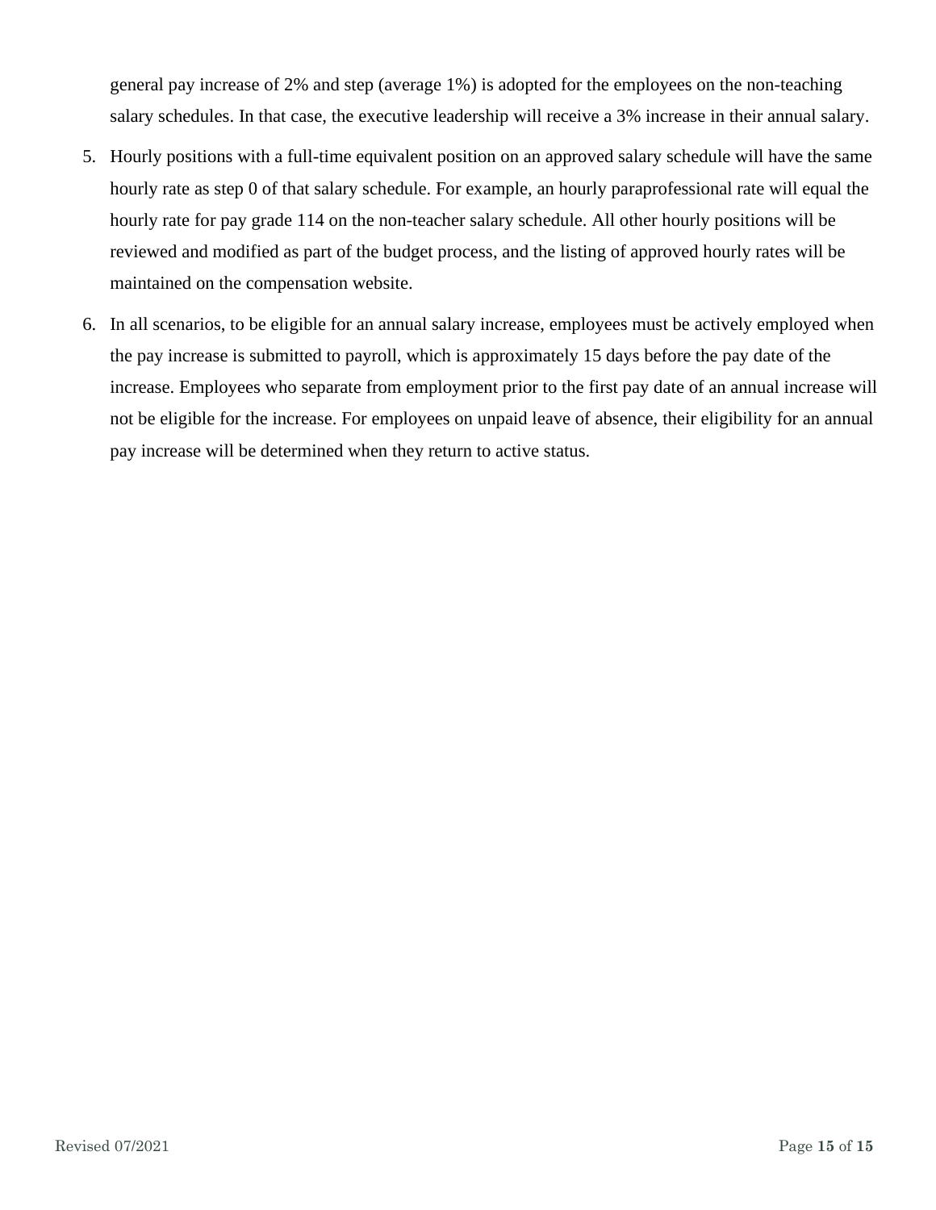general pay increase of 2% and step (average 1%) is adopted for the employees on the non-teaching salary schedules. In that case, the executive leadership will receive a 3% increase in their annual salary.

5. Hourly positions with a full-time equivalent position on an approved salary schedule will have the same hourly rate as step 0 of that salary schedule. For example, an hourly paraprofessional rate will equal the hourly rate for pay grade 114 on the non-teacher salary schedule. All other hourly positions will be reviewed and modified as part of the budget process, and the listing of approved hourly rates will be maintained on the compensation website.
6. In all scenarios, to be eligible for an annual salary increase, employees must be actively employed when the pay increase is submitted to payroll, which is approximately 15 days before the pay date of the increase. Employees who separate from employment prior to the first pay date of an annual increase will not be eligible for the increase. For employees on unpaid leave of absence, their eligibility for an annual pay increase will be determined when they return to active status.